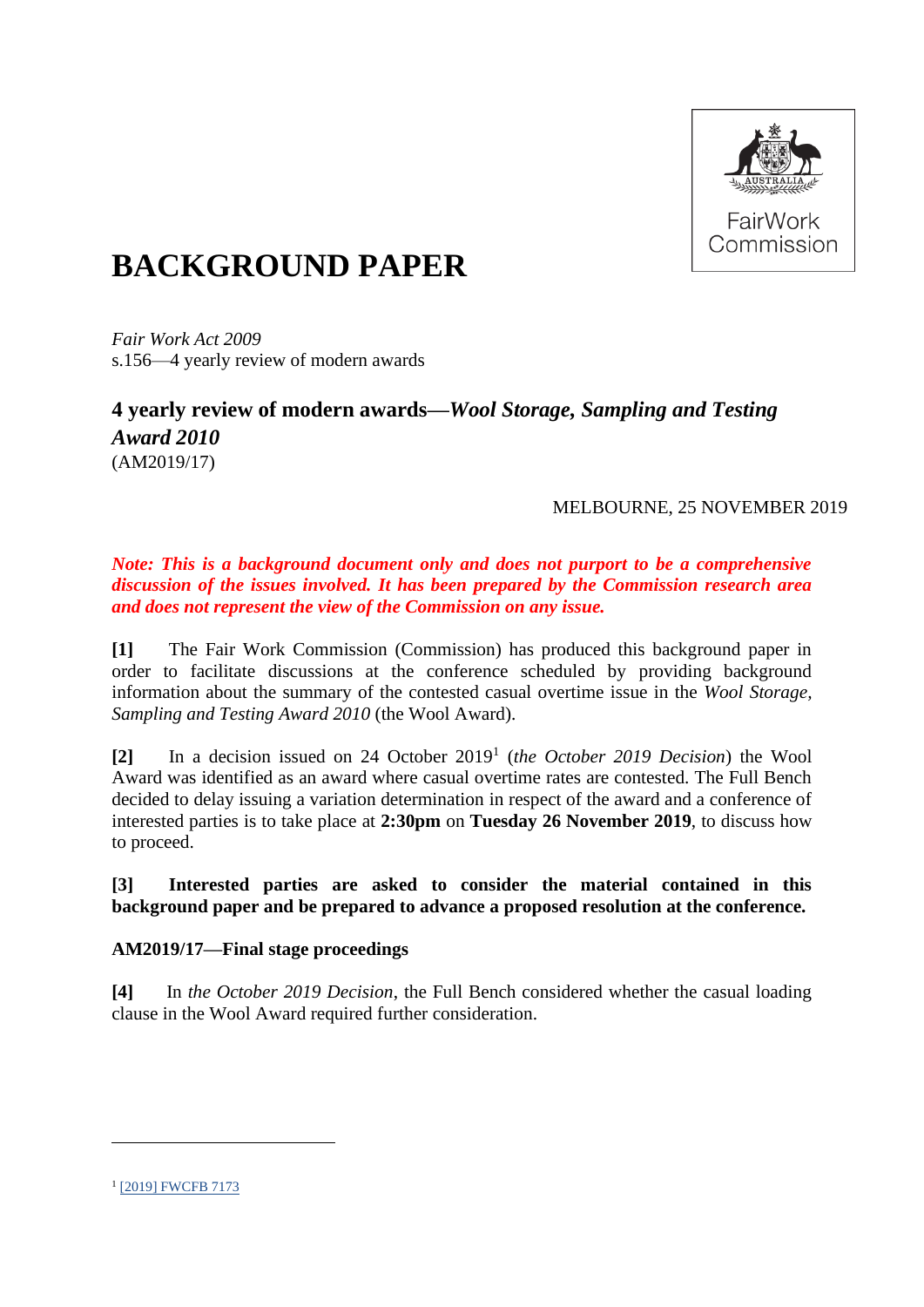# BACKGROUND PAPER

*Fair Work Act 2009*
s.156—4 yearly review of modern awards

## 4 yearly review of modern awards—*Wool Storage, Sampling and Testing Award 2010*

(AM2019/17)

MELBOURNE, 25 NOVEMBER 2019

***Note: This is a background document only and does not purport to be a comprehensive discussion of the issues involved. It has been prepared by the Commission research area and does not represent the view of the Commission on any issue.***

**[1]** The Fair Work Commission (Commission) has produced this background paper in order to facilitate discussions at the conference scheduled by providing background information about the summary of the contested casual overtime issue in the *Wool Storage, Sampling and Testing Award 2010* (the Wool Award).

**[2]** In a decision issued on 24 October 2019[1] (*the October 2019 Decision*) the Wool Award was identified as an award where casual overtime rates are contested. The Full Bench decided to delay issuing a variation determination in respect of the award and a conference of interested parties is to take place at **2:30pm** on **Tuesday 26 November 2019**, to discuss how to proceed.

**[3] Interested parties are asked to consider the material contained in this background paper and be prepared to advance a proposed resolution at the conference.**

### AM2019/17—Final stage proceedings

**[4]** In *the October 2019 Decision*, the Full Bench considered whether the casual loading clause in the Wool Award required further consideration.

[1] [2019] FWCFB 7173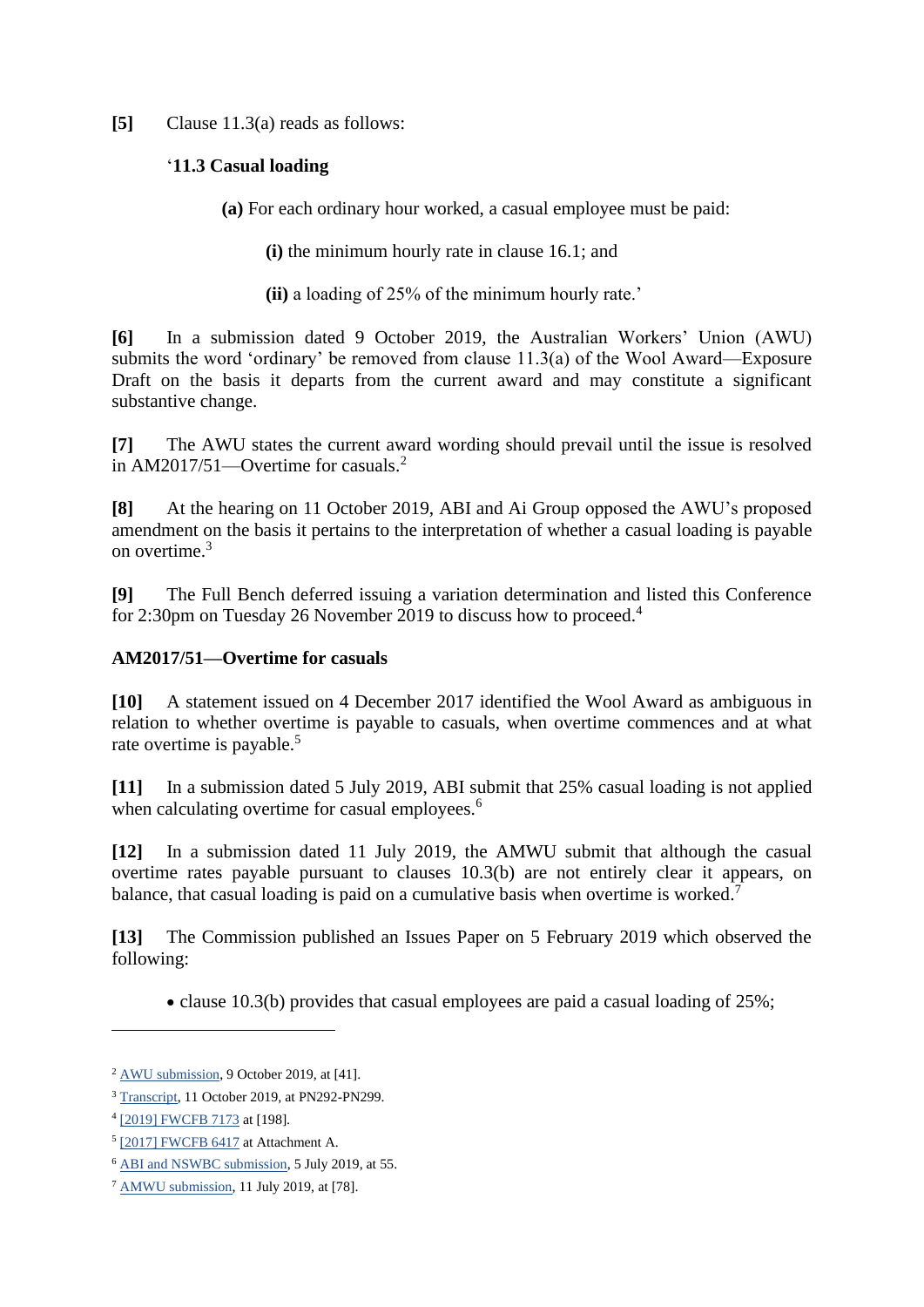**[5]** Clause 11.3(a) reads as follows:

'**11.3 Casual loading**

> **(a)** For each ordinary hour worked, a casual employee must be paid:
>
> > **(i)** the minimum hourly rate in clause 16.1; and
> >
> > **(ii)** a loading of 25% of the minimum hourly rate.'

**[6]** In a submission dated 9 October 2019, the Australian Workers' Union (AWU) submits the word 'ordinary' be removed from clause 11.3(a) of the Wool Award—Exposure Draft on the basis it departs from the current award and may constitute a significant substantive change.

**[7]** The AWU states the current award wording should prevail until the issue is resolved in AM2017/51—Overtime for casuals.[2]

**[8]** At the hearing on 11 October 2019, ABI and Ai Group opposed the AWU's proposed amendment on the basis it pertains to the interpretation of whether a casual loading is payable on overtime.[3]

**[9]** The Full Bench deferred issuing a variation determination and listed this Conference for 2:30pm on Tuesday 26 November 2019 to discuss how to proceed.[4]

## AM2017/51—Overtime for casuals

**[10]** A statement issued on 4 December 2017 identified the Wool Award as ambiguous in relation to whether overtime is payable to casuals, when overtime commences and at what rate overtime is payable.[5]

**[11]** In a submission dated 5 July 2019, ABI submit that 25% casual loading is not applied when calculating overtime for casual employees.[6]

**[12]** In a submission dated 11 July 2019, the AMWU submit that although the casual overtime rates payable pursuant to clauses 10.3(b) are not entirely clear it appears, on balance, that casual loading is paid on a cumulative basis when overtime is worked.[7]

**[13]** The Commission published an Issues Paper on 5 February 2019 which observed the following:

- clause 10.3(b) provides that casual employees are paid a casual loading of 25%;

---

[2] AWU submission, 9 October 2019, at [41].

[3] Transcript, 11 October 2019, at PN292-PN299.

[4] [2019] FWCFB 7173 at [198].

[5] [2017] FWCFB 6417 at Attachment A.

[6] ABI and NSWBC submission, 5 July 2019, at 55.

[7] AMWU submission, 11 July 2019, at [78].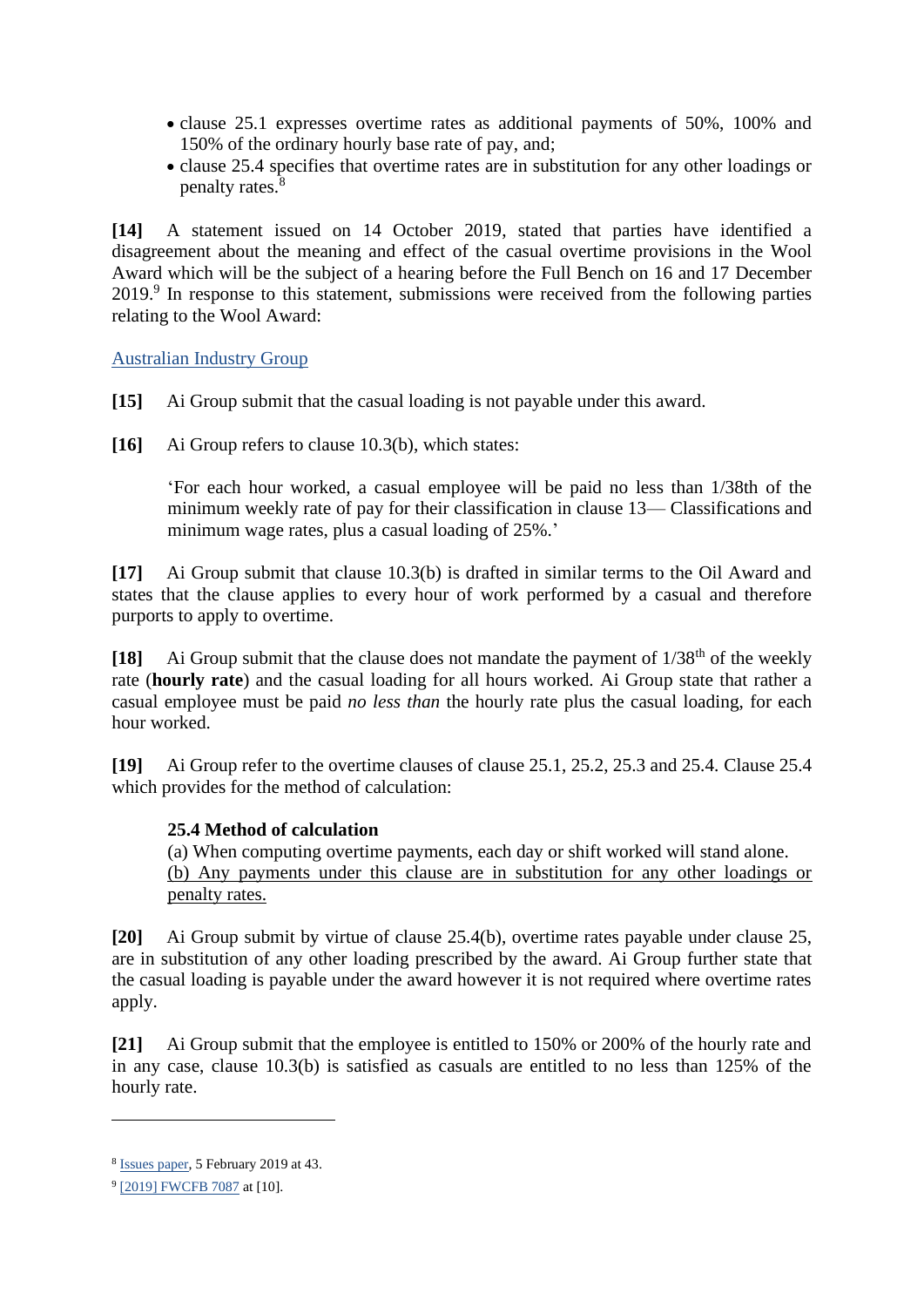- clause 25.1 expresses overtime rates as additional payments of 50%, 100% and 150% of the ordinary hourly base rate of pay, and;
- clause 25.4 specifies that overtime rates are in substitution for any other loadings or penalty rates.[8]

**[14]** A statement issued on 14 October 2019, stated that parties have identified a disagreement about the meaning and effect of the casual overtime provisions in the Wool Award which will be the subject of a hearing before the Full Bench on 16 and 17 December 2019.[9] In response to this statement, submissions were received from the following parties relating to the Wool Award:

Australian Industry Group

**[15]** Ai Group submit that the casual loading is not payable under this award.

**[16]** Ai Group refers to clause 10.3(b), which states:

> 'For each hour worked, a casual employee will be paid no less than 1/38th of the minimum weekly rate of pay for their classification in clause 13— Classifications and minimum wage rates, plus a casual loading of 25%.'

**[17]** Ai Group submit that clause 10.3(b) is drafted in similar terms to the Oil Award and states that the clause applies to every hour of work performed by a casual and therefore purports to apply to overtime.

**[18]** Ai Group submit that the clause does not mandate the payment of 1/38th of the weekly rate (**hourly rate**) and the casual loading for all hours worked. Ai Group state that rather a casual employee must be paid *no less than* the hourly rate plus the casual loading, for each hour worked.

**[19]** Ai Group refer to the overtime clauses of clause 25.1, 25.2, 25.3 and 25.4. Clause 25.4 which provides for the method of calculation:

> **25.4 Method of calculation**
> (a) When computing overtime payments, each day or shift worked will stand alone.
> (b) Any payments under this clause are in substitution for any other loadings or penalty rates.

**[20]** Ai Group submit by virtue of clause 25.4(b), overtime rates payable under clause 25, are in substitution of any other loading prescribed by the award. Ai Group further state that the casual loading is payable under the award however it is not required where overtime rates apply.

**[21]** Ai Group submit that the employee is entitled to 150% or 200% of the hourly rate and in any case, clause 10.3(b) is satisfied as casuals are entitled to no less than 125% of the hourly rate.

---

[8] Issues paper, 5 February 2019 at 43.

[9] [2019] FWCFB 7087 at [10].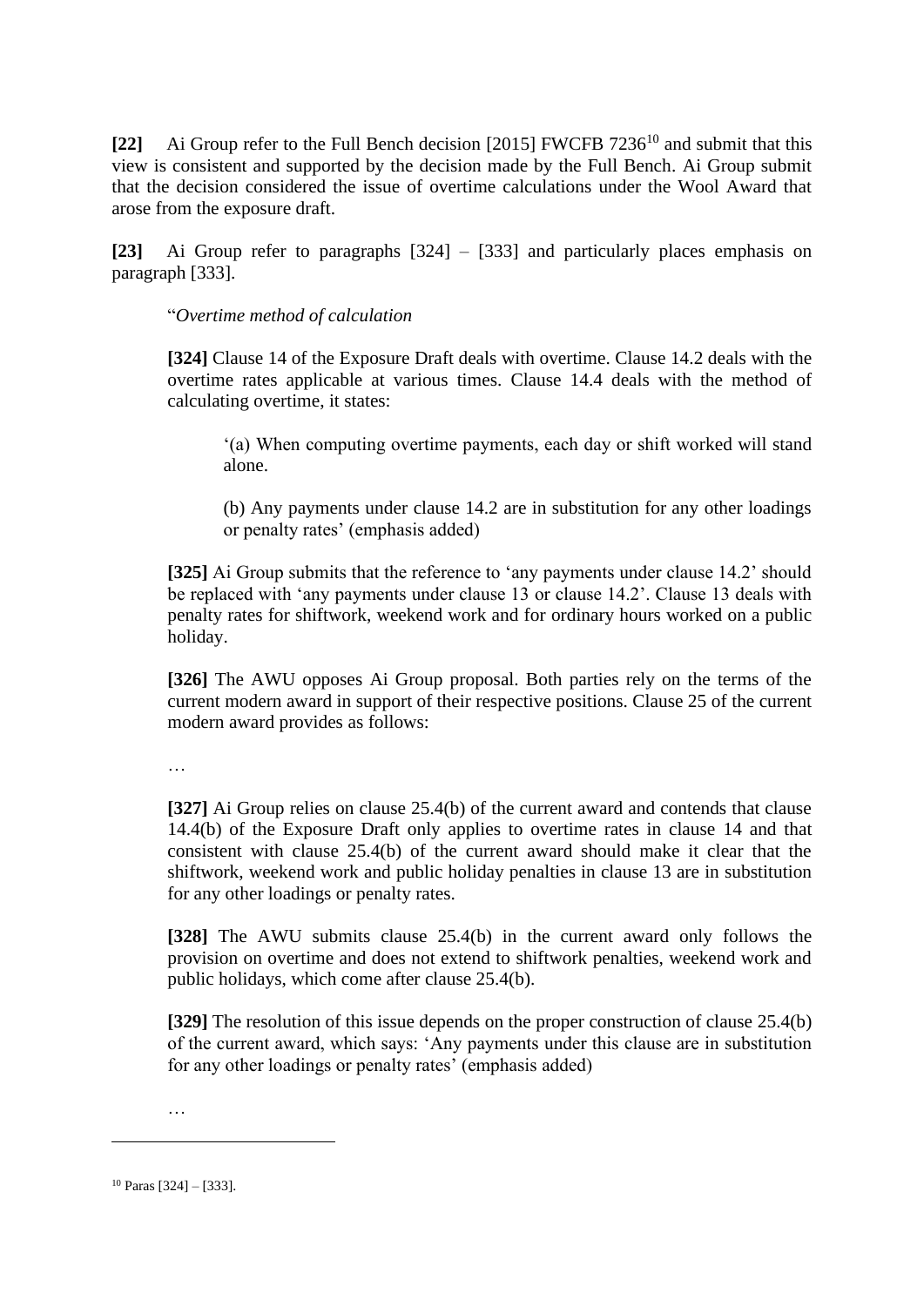**[22]** Ai Group refer to the Full Bench decision [2015] FWCFB 7236[10] and submit that this view is consistent and supported by the decision made by the Full Bench. Ai Group submit that the decision considered the issue of overtime calculations under the Wool Award that arose from the exposure draft.

**[23]** Ai Group refer to paragraphs [324] – [333] and particularly places emphasis on paragraph [333].

> "*Overtime method of calculation*
>
> **[324]** Clause 14 of the Exposure Draft deals with overtime. Clause 14.2 deals with the overtime rates applicable at various times. Clause 14.4 deals with the method of calculating overtime, it states:
>
> > '(a) When computing overtime payments, each day or shift worked will stand alone.
> >
> > (b) Any payments under clause 14.2 are in substitution for any other loadings or penalty rates' (emphasis added)
>
> **[325]** Ai Group submits that the reference to 'any payments under clause 14.2' should be replaced with 'any payments under clause 13 or clause 14.2'. Clause 13 deals with penalty rates for shiftwork, weekend work and for ordinary hours worked on a public holiday.
>
> **[326]** The AWU opposes Ai Group proposal. Both parties rely on the terms of the current modern award in support of their respective positions. Clause 25 of the current modern award provides as follows:
>
> …
>
> **[327]** Ai Group relies on clause 25.4(b) of the current award and contends that clause 14.4(b) of the Exposure Draft only applies to overtime rates in clause 14 and that consistent with clause 25.4(b) of the current award should make it clear that the shiftwork, weekend work and public holiday penalties in clause 13 are in substitution for any other loadings or penalty rates.
>
> **[328]** The AWU submits clause 25.4(b) in the current award only follows the provision on overtime and does not extend to shiftwork penalties, weekend work and public holidays, which come after clause 25.4(b).
>
> **[329]** The resolution of this issue depends on the proper construction of clause 25.4(b) of the current award, which says: 'Any payments under this clause are in substitution for any other loadings or penalty rates' (emphasis added)
>
> …

[10] Paras [324] – [333].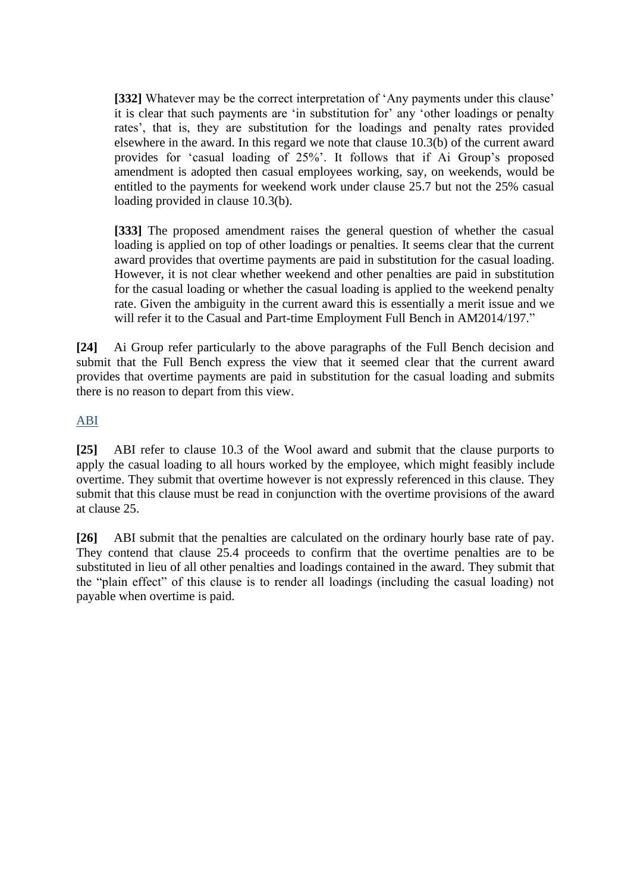> **[332]** Whatever may be the correct interpretation of 'Any payments under this clause' it is clear that such payments are 'in substitution for' any 'other loadings or penalty rates', that is, they are substitution for the loadings and penalty rates provided elsewhere in the award. In this regard we note that clause 10.3(b) of the current award provides for 'casual loading of 25%'. It follows that if Ai Group's proposed amendment is adopted then casual employees working, say, on weekends, would be entitled to the payments for weekend work under clause 25.7 but not the 25% casual loading provided in clause 10.3(b).
>
> **[333]** The proposed amendment raises the general question of whether the casual loading is applied on top of other loadings or penalties. It seems clear that the current award provides that overtime payments are paid in substitution for the casual loading. However, it is not clear whether weekend and other penalties are paid in substitution for the casual loading or whether the casual loading is applied to the weekend penalty rate. Given the ambiguity in the current award this is essentially a merit issue and we will refer it to the Casual and Part-time Employment Full Bench in AM2014/197."

**[24]** Ai Group refer particularly to the above paragraphs of the Full Bench decision and submit that the Full Bench express the view that it seemed clear that the current award provides that overtime payments are paid in substitution for the casual loading and submits there is no reason to depart from this view.

ABI

**[25]** ABI refer to clause 10.3 of the Wool award and submit that the clause purports to apply the casual loading to all hours worked by the employee, which might feasibly include overtime. They submit that overtime however is not expressly referenced in this clause. They submit that this clause must be read in conjunction with the overtime provisions of the award at clause 25.

**[26]** ABI submit that the penalties are calculated on the ordinary hourly base rate of pay. They contend that clause 25.4 proceeds to confirm that the overtime penalties are to be substituted in lieu of all other penalties and loadings contained in the award. They submit that the "plain effect" of this clause is to render all loadings (including the casual loading) not payable when overtime is paid.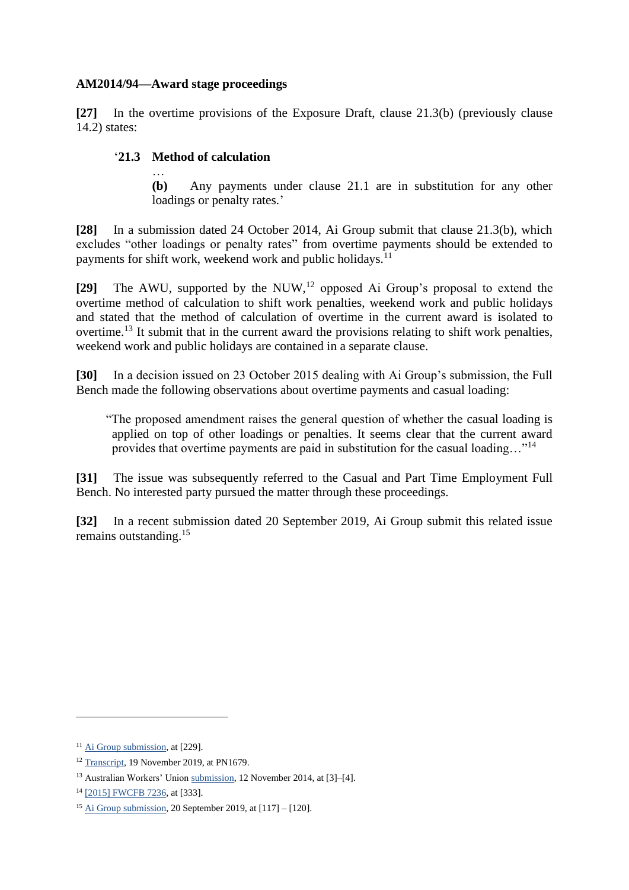**AM2014/94—Award stage proceedings**

**[27]** In the overtime provisions of the Exposure Draft, clause 21.3(b) (previously clause 14.2) states:

> '**21.3 Method of calculation**
>
> …
>
> **(b)** Any payments under clause 21.1 are in substitution for any other loadings or penalty rates.'

**[28]** In a submission dated 24 October 2014, Ai Group submit that clause 21.3(b), which excludes "other loadings or penalty rates" from overtime payments should be extended to payments for shift work, weekend work and public holidays.[11]

**[29]** The AWU, supported by the NUW,[12] opposed Ai Group's proposal to extend the overtime method of calculation to shift work penalties, weekend work and public holidays and stated that the method of calculation of overtime in the current award is isolated to overtime.[13] It submit that in the current award the provisions relating to shift work penalties, weekend work and public holidays are contained in a separate clause.

**[30]** In a decision issued on 23 October 2015 dealing with Ai Group's submission, the Full Bench made the following observations about overtime payments and casual loading:

> "The proposed amendment raises the general question of whether the casual loading is applied on top of other loadings or penalties. It seems clear that the current award provides that overtime payments are paid in substitution for the casual loading…"[14]

**[31]** The issue was subsequently referred to the Casual and Part Time Employment Full Bench. No interested party pursued the matter through these proceedings.

**[32]** In a recent submission dated 20 September 2019, Ai Group submit this related issue remains outstanding.[15]

---

[11] Ai Group submission, at [229].

[12] Transcript, 19 November 2019, at PN1679.

[13] Australian Workers' Union submission, 12 November 2014, at [3]–[4].

[14] [2015] FWCFB 7236, at [333].

[15] Ai Group submission, 20 September 2019, at [117] – [120].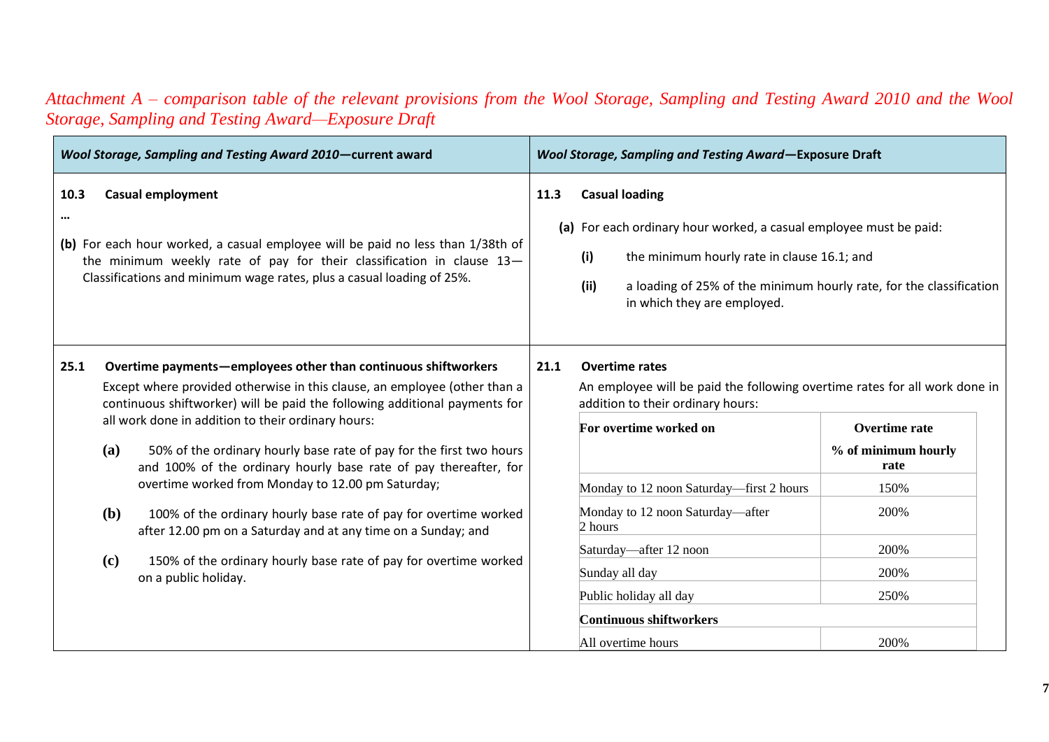*Attachment A – comparison table of the relevant provisions from the Wool Storage, Sampling and Testing Award 2010 and the Wool Storage, Sampling and Testing Award—Exposure Draft*

| ***Wool Storage, Sampling and Testing Award 2010*—current award** | ***Wool Storage, Sampling and Testing Award*—Exposure Draft** |
|---|---|
| **10.3 Casual employment**<br><br>…<br><br>**(b)** For each hour worked, a casual employee will be paid no less than 1/38th of the minimum weekly rate of pay for their classification in clause 13—Classifications and minimum wage rates, plus a casual loading of 25%. | **11.3 Casual loading**<br><br>**(a)** For each ordinary hour worked, a casual employee must be paid:<br><br>**(i)** the minimum hourly rate in clause 16.1; and<br><br>**(ii)** a loading of 25% of the minimum hourly rate, for the classification in which they are employed. |
| **25.1 Overtime payments—employees other than continuous shiftworkers**<br><br>Except where provided otherwise in this clause, an employee (other than a continuous shiftworker) will be paid the following additional payments for all work done in addition to their ordinary hours:<br><br>**(a)** 50% of the ordinary hourly base rate of pay for the first two hours and 100% of the ordinary hourly base rate of pay thereafter, for overtime worked from Monday to 12.00 pm Saturday;<br><br>**(b)** 100% of the ordinary hourly base rate of pay for overtime worked after 12.00 pm on a Saturday and at any time on a Sunday; and<br><br>**(c)** 150% of the ordinary hourly base rate of pay for overtime worked on a public holiday. | **21.1 Overtime rates**<br><br>An employee will be paid the following overtime rates for all work done in addition to their ordinary hours:<br><br>**For overtime worked on** — **Overtime rate % of minimum hourly rate**<br>Monday to 12 noon Saturday—first 2 hours — 150%<br>Monday to 12 noon Saturday—after 2 hours — 200%<br>Saturday—after 12 noon — 200%<br>Sunday all day — 200%<br>Public holiday all day — 250%<br>**Continuous shiftworkers**<br>All overtime hours — 200% |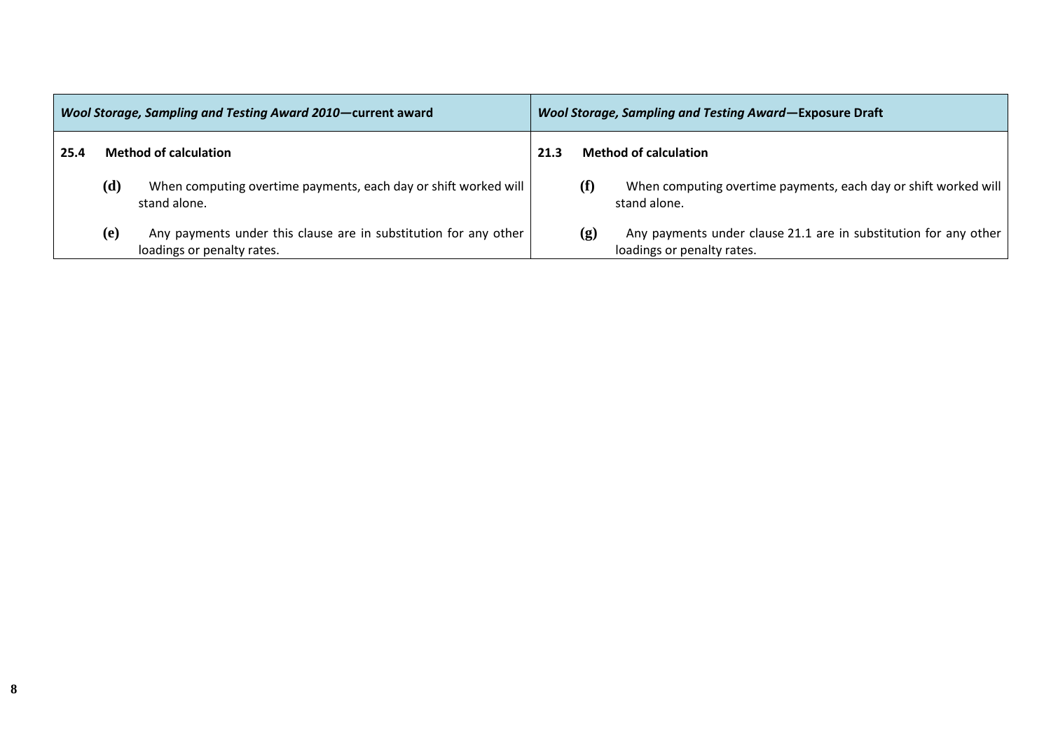| *Wool Storage, Sampling and Testing Award 2010*—**current award** | *Wool Storage, Sampling and Testing Award*—**Exposure Draft** |
|---|---|
| **25.4 Method of calculation** | **21.3 Method of calculation** |
| **(d)** When computing overtime payments, each day or shift worked will stand alone. | **(f)** When computing overtime payments, each day or shift worked will stand alone. |
| **(e)** Any payments under this clause are in substitution for any other loadings or penalty rates. | **(g)** Any payments under clause 21.1 are in substitution for any other loadings or penalty rates. |